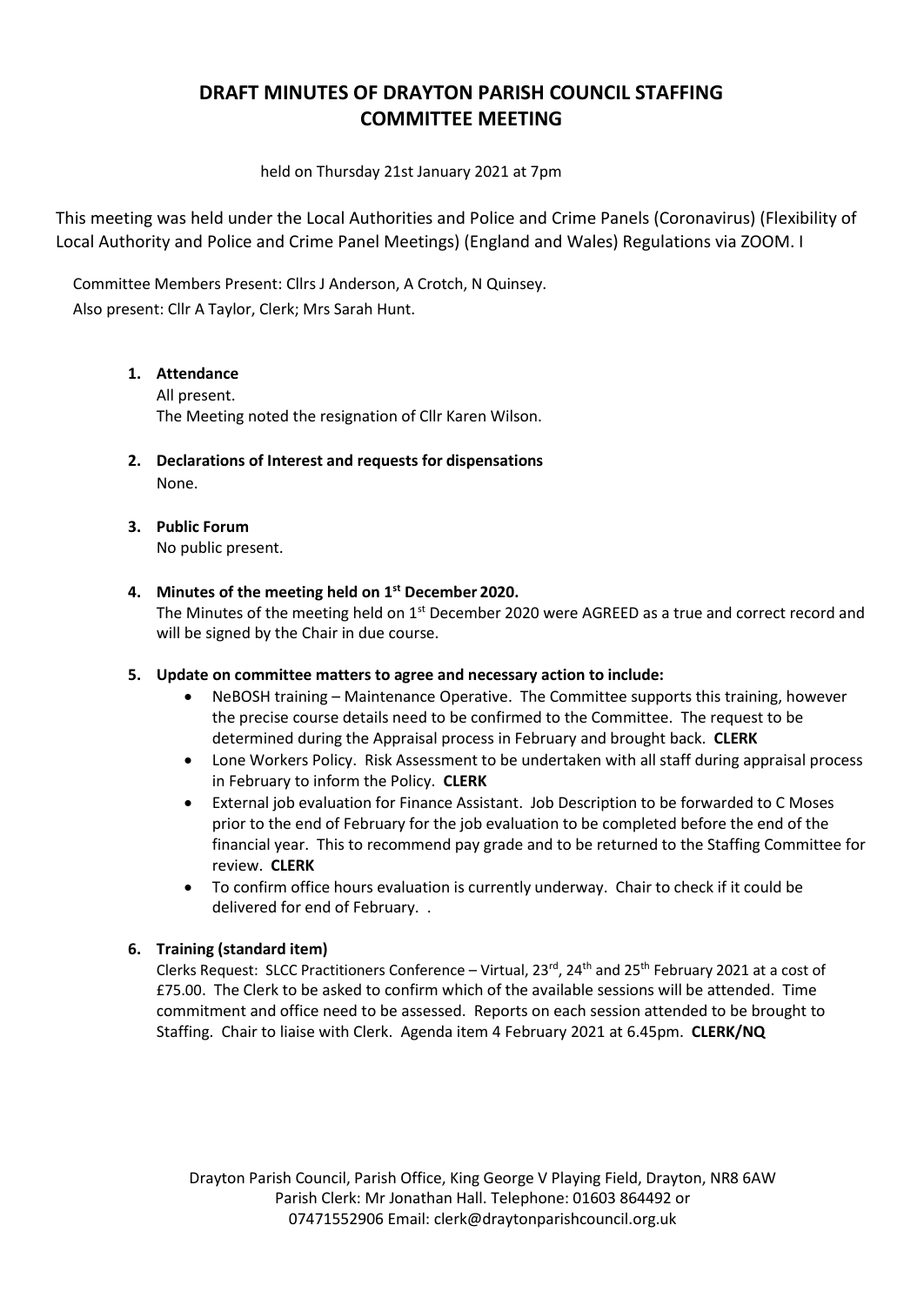# DRAFT MINUTES OF DRAYTON PARISH COUNCIL STAFFING COMMITTEE MEETING

held on Thursday 21st January 2021 at 7pm

This meeting was held under the Local Authorities and Police and Crime Panels (Coronavirus) (Flexibility of Local Authority and Police and Crime Panel Meetings) (England and Wales) Regulations via ZOOM. I

Committee Members Present: Cllrs J Anderson, A Crotch, N Quinsey.
Also present: Cllr A Taylor, Clerk; Mrs Sarah Hunt.

1. **Attendance**
   All present.
   The Meeting noted the resignation of Cllr Karen Wilson.

2. **Declarations of Interest and requests for dispensations**
   None.

3. **Public Forum**
   No public present.

4. **Minutes of the meeting held on 1st December 2020.**
   The Minutes of the meeting held on 1st December 2020 were AGREED as a true and correct record and will be signed by the Chair in due course.

5. **Update on committee matters to agree and necessary action to include:**
   - NeBOSH training – Maintenance Operative. The Committee supports this training, however the precise course details need to be confirmed to the Committee. The request to be determined during the Appraisal process in February and brought back. **CLERK**
   - Lone Workers Policy. Risk Assessment to be undertaken with all staff during appraisal process in February to inform the Policy. **CLERK**
   - External job evaluation for Finance Assistant. Job Description to be forwarded to C Moses prior to the end of February for the job evaluation to be completed before the end of the financial year. This to recommend pay grade and to be returned to the Staffing Committee for review. **CLERK**
   - To confirm office hours evaluation is currently underway. Chair to check if it could be delivered for end of February. .

6. **Training (standard item)**
   Clerks Request: SLCC Practitioners Conference – Virtual, 23rd, 24th and 25th February 2021 at a cost of £75.00. The Clerk to be asked to confirm which of the available sessions will be attended. Time commitment and office need to be assessed. Reports on each session attended to be brought to Staffing. Chair to liaise with Clerk. Agenda item 4 February 2021 at 6.45pm. **CLERK/NQ**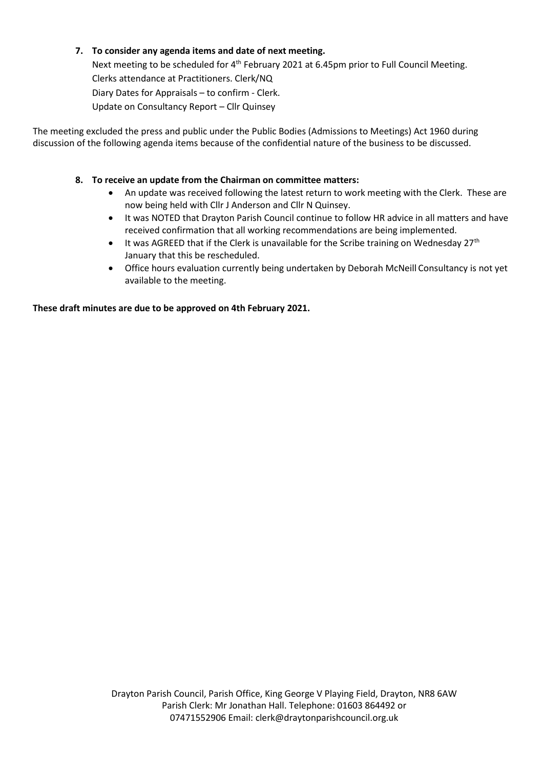7. **To consider any agenda items and date of next meeting.**

   Next meeting to be scheduled for 4th February 2021 at 6.45pm prior to Full Council Meeting.

   Clerks attendance at Practitioners. Clerk/NQ

   Diary Dates for Appraisals – to confirm - Clerk.

   Update on Consultancy Report – Cllr Quinsey

The meeting excluded the press and public under the Public Bodies (Admissions to Meetings) Act 1960 during discussion of the following agenda items because of the confidential nature of the business to be discussed.

8. **To receive an update from the Chairman on committee matters:**
   - An update was received following the latest return to work meeting with the Clerk. These are now being held with Cllr J Anderson and Cllr N Quinsey.
   - It was NOTED that Drayton Parish Council continue to follow HR advice in all matters and have received confirmation that all working recommendations are being implemented.
   - It was AGREED that if the Clerk is unavailable for the Scribe training on Wednesday 27th January that this be rescheduled.
   - Office hours evaluation currently being undertaken by Deborah McNeill Consultancy is not yet available to the meeting.

**These draft minutes are due to be approved on 4th February 2021.**